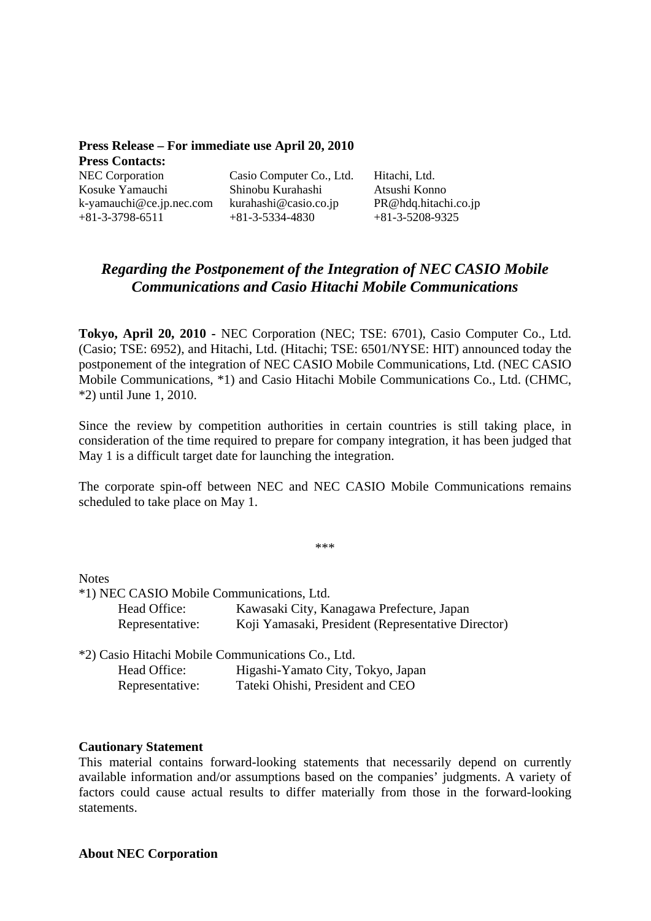**Press Release – For immediate use April 20, 2010**

**Press Contacts:**

| NEC Corporation | Casio Computer Co., Ltd. | Hitachi, Ltd. |
|---|---|---|
| Kosuke Yamauchi | Shinobu Kurahashi | Atsushi Konno |
| k-yamauchi@ce.jp.nec.com | kurahashi@casio.co.jp | PR@hdq.hitachi.co.jp |
| +81-3-3798-6511 | +81-3-5334-4830 | +81-3-5208-9325 |

# *Regarding the Postponement of the Integration of NEC CASIO Mobile Communications and Casio Hitachi Mobile Communications*

**Tokyo, April 20, 2010** - NEC Corporation (NEC; TSE: 6701), Casio Computer Co., Ltd. (Casio; TSE: 6952), and Hitachi, Ltd. (Hitachi; TSE: 6501/NYSE: HIT) announced today the postponement of the integration of NEC CASIO Mobile Communications, Ltd. (NEC CASIO Mobile Communications, *1) and Casio Hitachi Mobile Communications Co., Ltd. (CHMC, *2) until June 1, 2010.

Since the review by competition authorities in certain countries is still taking place, in consideration of the time required to prepare for company integration, it has been judged that May 1 is a difficult target date for launching the integration.

The corporate spin-off between NEC and NEC CASIO Mobile Communications remains scheduled to take place on May 1.

***

Notes

*1) NEC CASIO Mobile Communications, Ltd.

Head Office: Kawasaki City, Kanagawa Prefecture, Japan

Representative: Koji Yamasaki, President (Representative Director)

*2) Casio Hitachi Mobile Communications Co., Ltd.

Head Office: Higashi-Yamato City, Tokyo, Japan

Representative: Tateki Ohishi, President and CEO

**Cautionary Statement**

This material contains forward-looking statements that necessarily depend on currently available information and/or assumptions based on the companies' judgments. A variety of factors could cause actual results to differ materially from those in the forward-looking statements.

**About NEC Corporation**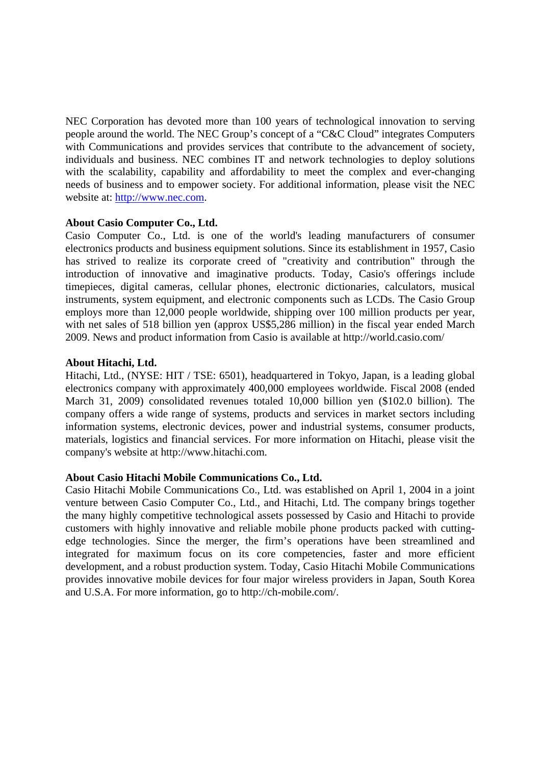NEC Corporation has devoted more than 100 years of technological innovation to serving people around the world. The NEC Group's concept of a "C&C Cloud" integrates Computers with Communications and provides services that contribute to the advancement of society, individuals and business. NEC combines IT and network technologies to deploy solutions with the scalability, capability and affordability to meet the complex and ever-changing needs of business and to empower society. For additional information, please visit the NEC website at: [http://www.nec.com](http://www.nec.com).

**About Casio Computer Co., Ltd.**

Casio Computer Co., Ltd. is one of the world's leading manufacturers of consumer electronics products and business equipment solutions. Since its establishment in 1957, Casio has strived to realize its corporate creed of "creativity and contribution" through the introduction of innovative and imaginative products. Today, Casio's offerings include timepieces, digital cameras, cellular phones, electronic dictionaries, calculators, musical instruments, system equipment, and electronic components such as LCDs. The Casio Group employs more than 12,000 people worldwide, shipping over 100 million products per year, with net sales of 518 billion yen (approx US$5,286 million) in the fiscal year ended March 2009. News and product information from Casio is available at http://world.casio.com/

**About Hitachi, Ltd.**

Hitachi, Ltd., (NYSE: HIT / TSE: 6501), headquartered in Tokyo, Japan, is a leading global electronics company with approximately 400,000 employees worldwide. Fiscal 2008 (ended March 31, 2009) consolidated revenues totaled 10,000 billion yen ($102.0 billion). The company offers a wide range of systems, products and services in market sectors including information systems, electronic devices, power and industrial systems, consumer products, materials, logistics and financial services. For more information on Hitachi, please visit the company's website at http://www.hitachi.com.

**About Casio Hitachi Mobile Communications Co., Ltd.**

Casio Hitachi Mobile Communications Co., Ltd. was established on April 1, 2004 in a joint venture between Casio Computer Co., Ltd., and Hitachi, Ltd. The company brings together the many highly competitive technological assets possessed by Casio and Hitachi to provide customers with highly innovative and reliable mobile phone products packed with cutting-edge technologies. Since the merger, the firm's operations have been streamlined and integrated for maximum focus on its core competencies, faster and more efficient development, and a robust production system. Today, Casio Hitachi Mobile Communications provides innovative mobile devices for four major wireless providers in Japan, South Korea and U.S.A. For more information, go to http://ch-mobile.com/.